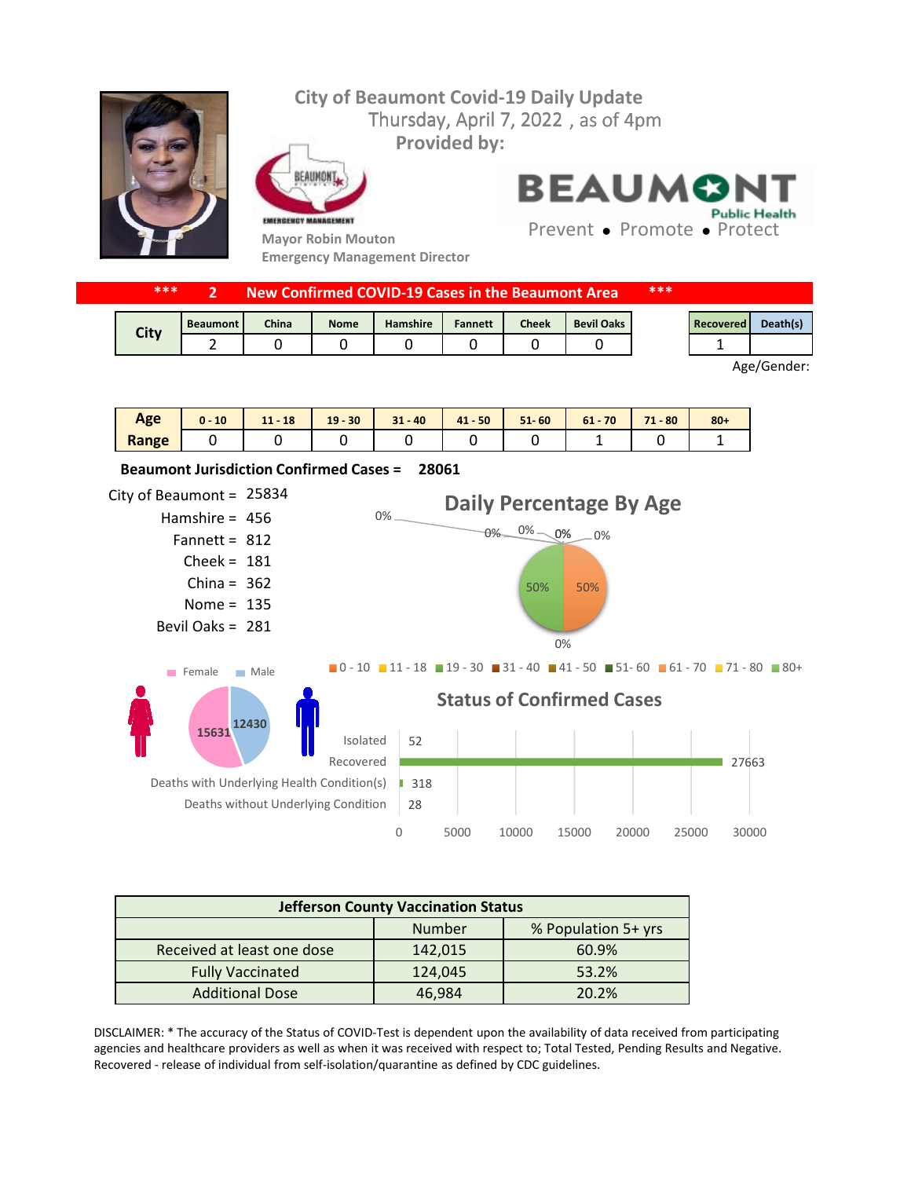# City of Beaumont Covid-19 Daily Update

Thursday, April 7, 2022 , as of 4pm

Provided by:

BEAUMONT EMERGENCY MANAGEMENT

Mayor Robin Mouton
Emergency Management Director

BEAUMONT Public Health
Prevent • Promote • Protect

**\*\*\* 2 New Confirmed COVID-19 Cases in the Beaumont Area \*\*\***

| City | Beaumont | China | Nome | Hamshire | Fannett | Cheek | Bevil Oaks |
|---|---|---|---|---|---|---|---|
| | 2 | 0 | 0 | 0 | 0 | 0 | 0 |

| Recovered | Death(s) |
|---|---|
| 1 | |

Age/Gender:

| Age Range | 0 - 10 | 11 - 18 | 19 - 30 | 31 - 40 | 41 - 50 | 51- 60 | 61 - 70 | 71 - 80 | 80+ |
|---|---|---|---|---|---|---|---|---|---|
| | 0 | 0 | 0 | 0 | 0 | 0 | 1 | 0 | 1 |

**Beaumont Jurisdiction Confirmed Cases = 28061**

City of Beaumont = 25834
Hamshire = 456
Fannett = 812
Cheek = 181
China = 362
Nome = 135
Bevil Oaks = 281

## Daily Percentage By Age

0-10: 0%; 11-18: 0%; 19-30: 0%; 31-40: 0%; 41-50: 0%; 51-60: 0%; 61-70: 50%; 71-80: 0%; 80+: 50%

Female: 15631
Male: 12430

## Status of Confirmed Cases

| Status | Number |
|---|---|
| Isolated | 52 |
| Recovered | 27663 |
| Deaths with Underlying Health Condition(s) | 318 |
| Deaths without Underlying Condition | 28 |

| Jefferson County Vaccination Status | | |
|---|---|---|
| | Number | % Population 5+ yrs |
| Received at least one dose | 142,015 | 60.9% |
| Fully Vaccinated | 124,045 | 53.2% |
| Additional Dose | 46,984 | 20.2% |

DISCLAIMER: * The accuracy of the Status of COVID-Test is dependent upon the availability of data received from participating agencies and healthcare providers as well as when it was received with respect to; Total Tested, Pending Results and Negative. Recovered - release of individual from self-isolation/quarantine as defined by CDC guidelines.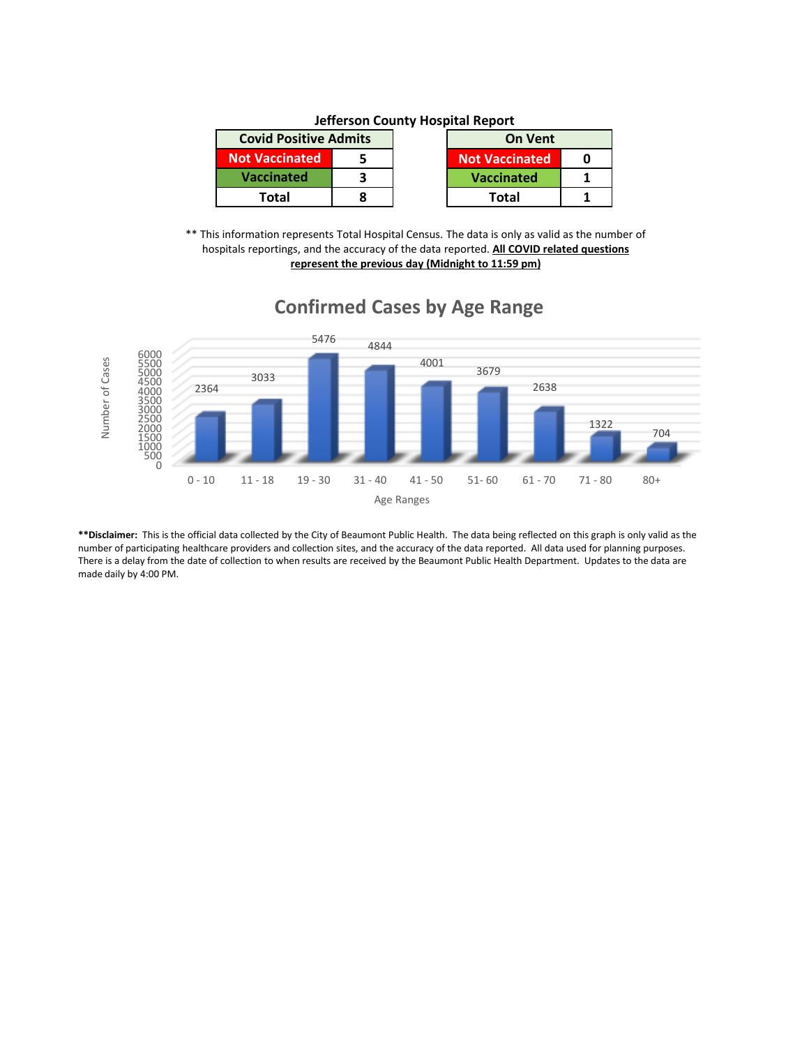## Jefferson County Hospital Report

| Covid Positive Admits | |
|---|---|
| Not Vaccinated | 5 |
| Vaccinated | 3 |
| Total | 8 |

| On Vent | |
|---|---|
| Not Vaccinated | 0 |
| Vaccinated | 1 |
| Total | 1 |

** This information represents Total Hospital Census. The data is only as valid as the number of hospitals reportings, and the accuracy of the data reported. **All COVID related questions represent the previous day (Midnight to 11:59 pm)**

## Confirmed Cases by Age Range

Number of Cases

6000
5500
5000
4500
4000
3500
3000
2500
2000
1500
1000
500
0

2364
3033
5476
4844
4001
3679
2638
1322
704

0 - 10
11 - 18
19 - 30
31 - 40
41 - 50
51- 60
61 - 70
71 - 80
80+

Age Ranges

****Disclaimer:** This is the official data collected by the City of Beaumont Public Health. The data being reflected on this graph is only valid as the number of participating healthcare providers and collection sites, and the accuracy of the data reported. All data used for planning purposes. There is a delay from the date of collection to when results are received by the Beaumont Public Health Department. Updates to the data are made daily by 4:00 PM.